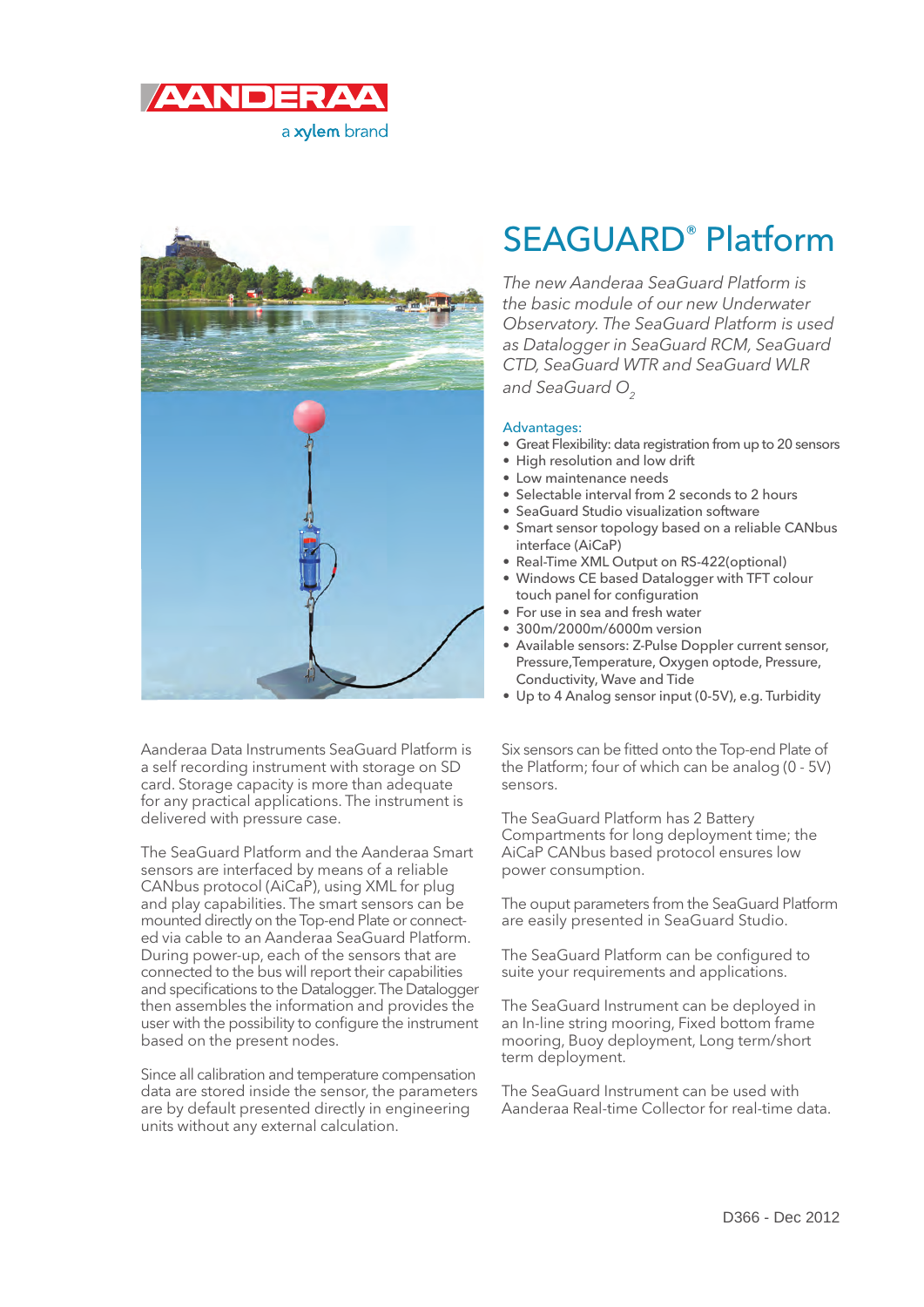# SEAGUARD® Platform

*The new Aanderaa SeaGuard Platform is the basic module of our new Underwater Observatory. The SeaGuard Platform is used as Datalogger in SeaGuard RCM, SeaGuard CTD, SeaGuard WTR and SeaGuard WLR and SeaGuard $O_2$*

### Advantages:

- Great Flexibility: data registration from up to 20 sensors
- High resolution and low drift
- Low maintenance needs
- Selectable interval from 2 seconds to 2 hours
- SeaGuard Studio visualization software
- Smart sensor topology based on a reliable CANbus interface (AiCaP)
- Real-Time XML Output on RS-422(optional)
- Windows CE based Datalogger with TFT colour touch panel for configuration
- For use in sea and fresh water
- 300m/2000m/6000m version
- Available sensors: Z-Pulse Doppler current sensor, Pressure,Temperature, Oxygen optode, Pressure, Conductivity, Wave and Tide
- Up to 4 Analog sensor input (0-5V), e.g. Turbidity

Aanderaa Data Instruments SeaGuard Platform is a self recording instrument with storage on SD card. Storage capacity is more than adequate for any practical applications. The instrument is delivered with pressure case.

The SeaGuard Platform and the Aanderaa Smart sensors are interfaced by means of a reliable CANbus protocol (AiCaP), using XML for plug and play capabilities. The smart sensors can be mounted directly on the Top-end Plate or connected via cable to an Aanderaa SeaGuard Platform. During power-up, each of the sensors that are connected to the bus will report their capabilities and specifications to the Datalogger. The Datalogger then assembles the information and provides the user with the possibility to configure the instrument based on the present nodes.

Since all calibration and temperature compensation data are stored inside the sensor, the parameters are by default presented directly in engineering units without any external calculation.

Six sensors can be fitted onto the Top-end Plate of the Platform; four of which can be analog (0 - 5V) sensors.

The SeaGuard Platform has 2 Battery Compartments for long deployment time; the AiCaP CANbus based protocol ensures low power consumption.

The ouput parameters from the SeaGuard Platform are easily presented in SeaGuard Studio.

The SeaGuard Platform can be configured to suite your requirements and applications.

The SeaGuard Instrument can be deployed in an In-line string mooring, Fixed bottom frame mooring, Buoy deployment, Long term/short term deployment.

The SeaGuard Instrument can be used with Aanderaa Real-time Collector for real-time data.

D366 - Dec 2012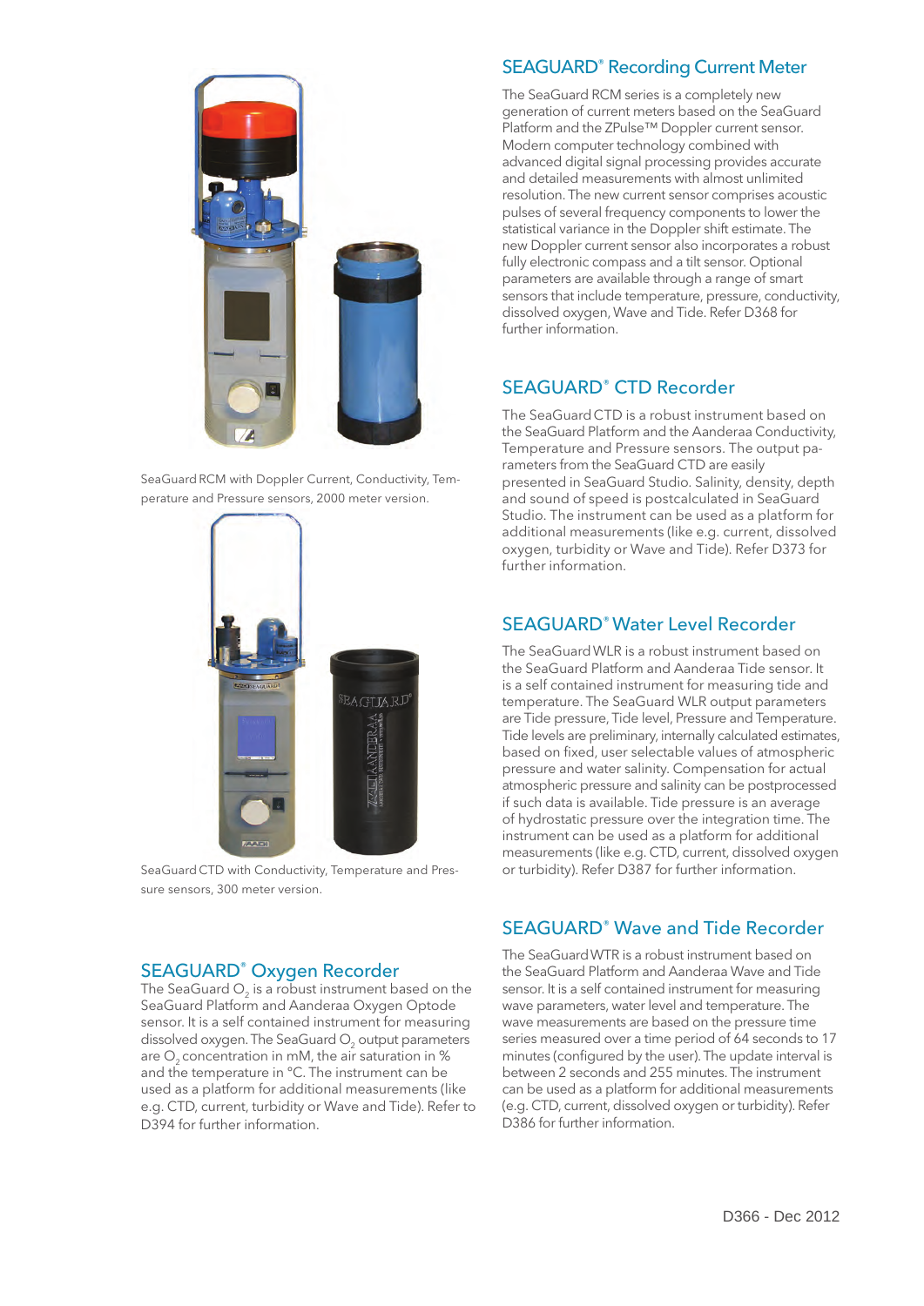SeaGuard RCM with Doppler Current, Conductivity, Temperature and Pressure sensors, 2000 meter version.

SeaGuard CTD with Conductivity, Temperature and Pressure sensors, 300 meter version.

## SEAGUARD® Oxygen Recorder

The SeaGuard $O_2$ is a robust instrument based on the SeaGuard Platform and Aanderaa Oxygen Optode sensor. It is a self contained instrument for measuring dissolved oxygen. The SeaGuard $O_2$ output parameters are $O_2$ concentration in mM, the air saturation in % and the temperature in °C. The instrument can be used as a platform for additional measurements (like e.g. CTD, current, turbidity or Wave and Tide). Refer to D394 for further information.

## SEAGUARD® Recording Current Meter

The SeaGuard RCM series is a completely new generation of current meters based on the SeaGuard Platform and the ZPulse™ Doppler current sensor. Modern computer technology combined with advanced digital signal processing provides accurate and detailed measurements with almost unlimited resolution. The new current sensor comprises acoustic pulses of several frequency components to lower the statistical variance in the Doppler shift estimate. The new Doppler current sensor also incorporates a robust fully electronic compass and a tilt sensor. Optional parameters are available through a range of smart sensors that include temperature, pressure, conductivity, dissolved oxygen, Wave and Tide. Refer D368 for further information.

## SEAGUARD® CTD Recorder

The SeaGuard CTD is a robust instrument based on the SeaGuard Platform and the Aanderaa Conductivity, Temperature and Pressure sensors. The output parameters from the SeaGuard CTD are easily presented in SeaGuard Studio. Salinity, density, depth and sound of speed is postcalculated in SeaGuard Studio. The instrument can be used as a platform for additional measurements (like e.g. current, dissolved oxygen, turbidity or Wave and Tide). Refer D373 for further information.

## SEAGUARD® Water Level Recorder

The SeaGuard WLR is a robust instrument based on the SeaGuard Platform and Aanderaa Tide sensor. It is a self contained instrument for measuring tide and temperature. The SeaGuard WLR output parameters are Tide pressure, Tide level, Pressure and Temperature. Tide levels are preliminary, internally calculated estimates, based on fixed, user selectable values of atmospheric pressure and water salinity. Compensation for actual atmospheric pressure and salinity can be postprocessed if such data is available. Tide pressure is an average of hydrostatic pressure over the integration time. The instrument can be used as a platform for additional measurements (like e.g. CTD, current, dissolved oxygen or turbidity). Refer D387 for further information.

## SEAGUARD® Wave and Tide Recorder

The SeaGuard WTR is a robust instrument based on the SeaGuard Platform and Aanderaa Wave and Tide sensor. It is a self contained instrument for measuring wave parameters, water level and temperature. The wave measurements are based on the pressure time series measured over a time period of 64 seconds to 17 minutes (configured by the user). The update interval is between 2 seconds and 255 minutes. The instrument can be used as a platform for additional measurements (e.g. CTD, current, dissolved oxygen or turbidity). Refer D386 for further information.

D366 - Dec 2012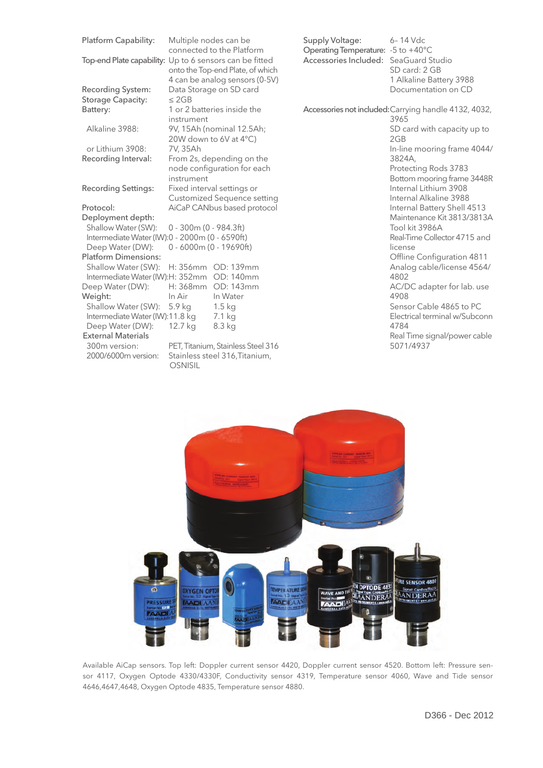| | |
|---|---|
| Platform Capability: | Multiple nodes can be connected to the Platform |
| Top-end Plate capability: | Up to 6 sensors can be fitted onto the Top-end Plate, of which 4 can be analog sensors (0-5V) |
| Recording System: | Data Storage on SD card |
| Storage Capacity: | ≤ 2GB |
| Battery: | 1 or 2 batteries inside the instrument |
| Alkaline 3988: | 9V, 15Ah (nominal 12.5Ah; 20W down to 6V at 4°C) |
| or Lithium 3908: | 7V, 35Ah |
| Recording Interval: | From 2s, depending on the node configuration for each instrument |
| Recording Settings: | Fixed interval settings or Customized Sequence setting |
| Protocol: | AiCaP CANbus based protocol |

Deployment depth:

| | |
|---|---|
| Shallow Water (SW): | 0 - 300m (0 - 984.3ft) |
| Intermediate Water (IW): | 0 - 2000m (0 - 6590ft) |
| Deep Water (DW): | 0 - 6000m (0 - 19690ft) |

Platform Dimensions:

| | | |
|---|---|---|
| Shallow Water (SW): | H: 356mm | OD: 139mm |
| Intermediate Water (IW): | H: 352mm | OD: 140mm |
| Deep Water (DW): | H: 368mm | OD: 143mm |

| Weight: | In Air | In Water |
|---|---|---|
| Shallow Water (SW): | 5.9 kg | 1.5 kg |
| Intermediate Water (IW): | 11.8 kg | 7.1 kg |
| Deep Water (DW): | 12.7 kg | 8.3 kg |

External Materials

| | |
|---|---|
| 300m version: | PET, Titanium, Stainless Steel 316 |
| 2000/6000m version: | Stainless steel 316, Titanium, OSNISIL |

| | |
|---|---|
| Supply Voltage: | 6– 14 Vdc |
| Operating Temperature: | -5 to +40°C |
| Accessories Included: | SeaGuard Studio<br>SD card: 2 GB<br>1 Alkaline Battery 3988<br>Documentation on CD |
| Accessories not included: | Carrying handle 4132, 4032, 3965<br>SD card with capacity up to 2GB<br>In-line mooring frame 4044/3824A,<br>Protecting Rods 3783<br>Bottom mooring frame 3448R<br>Internal Lithium 3908<br>Internal Alkaline 3988<br>Internal Battery Shell 4513<br>Maintenance Kit 3813/3813A<br>Tool kit 3986A<br>Real-Time Collector 4715 and license<br>Offline Configuration 4811<br>Analog cable/license 4564/4802<br>AC/DC adapter for lab. use 4908<br>Sensor Cable 4865 to PC<br>Electrical terminal w/Subconn 4784<br>Real Time signal/power cable 5071/4937 |

Available AiCap sensors. Top left: Doppler current sensor 4420, Doppler current sensor 4520. Bottom left: Pressure sensor 4117, Oxygen Optode 4330/4330F, Conductivity sensor 4319, Temperature sensor 4060, Wave and Tide sensor 4646,4647,4648, Oxygen Optode 4835, Temperature sensor 4880.

D366 - Dec 2012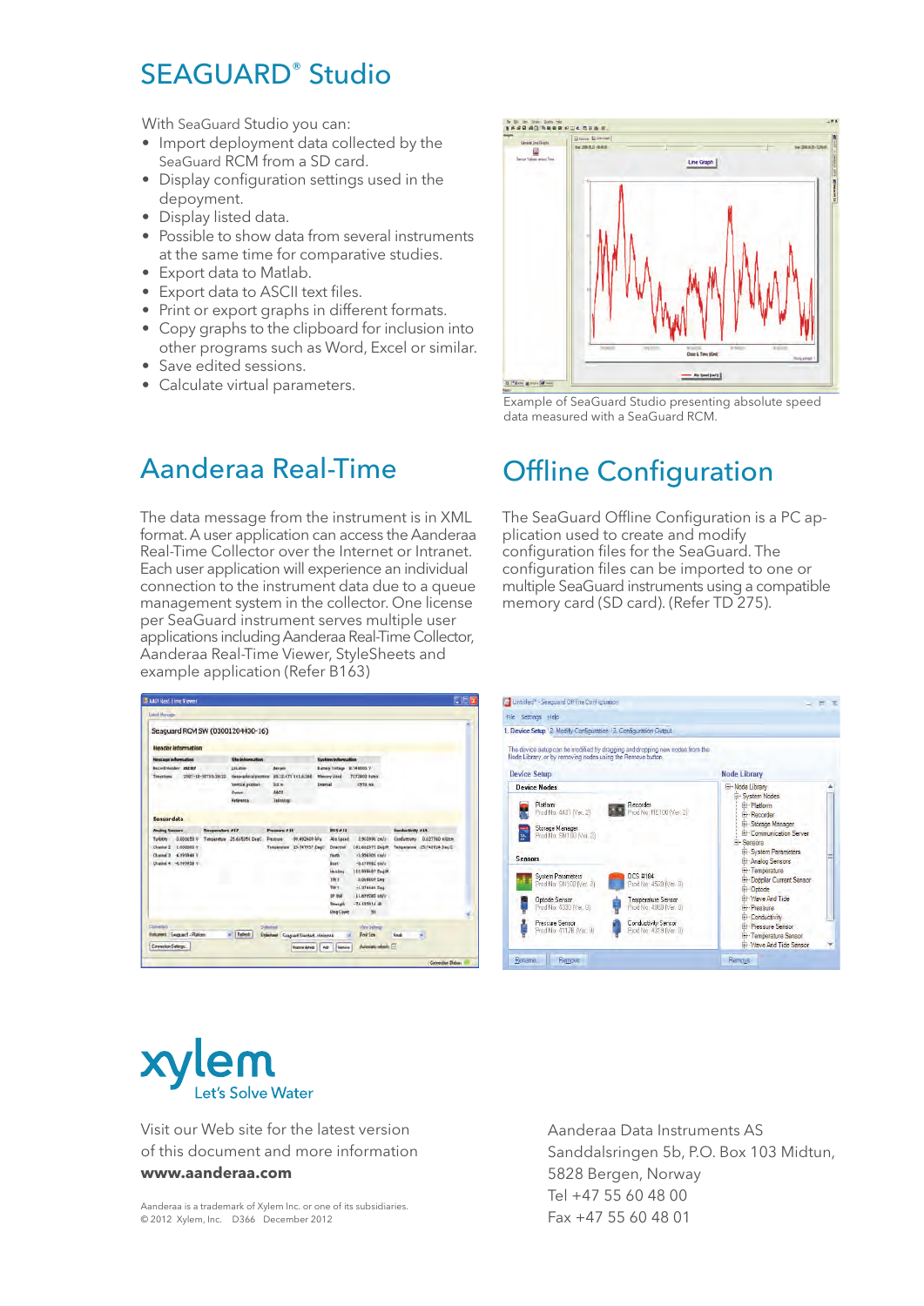# SEAGUARD® Studio

With SeaGuard Studio you can:

- Import deployment data collected by the SeaGuard RCM from a SD card.
- Display configuration settings used in the depoyment.
- Display listed data.
- Possible to show data from several instruments at the same time for comparative studies.
- Export data to Matlab.
- Export data to ASCII text files.
- Print or export graphs in different formats.
- Copy graphs to the clipboard for inclusion into other programs such as Word, Excel or similar.
- Save edited sessions.
- Calculate virtual parameters.

Example of SeaGuard Studio presenting absolute speed data measured with a SeaGuard RCM.

## Aanderaa Real-Time

The data message from the instrument is in XML format. A user application can access the Aanderaa Real-Time Collector over the Internet or Intranet. Each user application will experience an individual connection to the instrument data due to a queue management system in the collector. One license per SeaGuard instrument serves multiple user applications including Aanderaa Real-Time Collector, Aanderaa Real-Time Viewer, StyleSheets and example application (Refer B163)

## Offline Configuration

The SeaGuard Offline Configuration is a PC application used to create and modify configuration files for the SeaGuard. The configuration files can be imported to one or multiple SeaGuard instruments using a compatible memory card (SD card). (Refer TD 275).

xylem
Let's Solve Water

Visit our Web site for the latest version of this document and more information
**www.aanderaa.com**

Aanderaa is a trademark of Xylem Inc. or one of its subsidiaries.
© 2012 Xylem, Inc. D366 December 2012

Aanderaa Data Instruments AS
Sanddalsringen 5b, P.O. Box 103 Midtun,
5828 Bergen, Norway
Tel +47 55 60 48 00
Fax +47 55 60 48 01